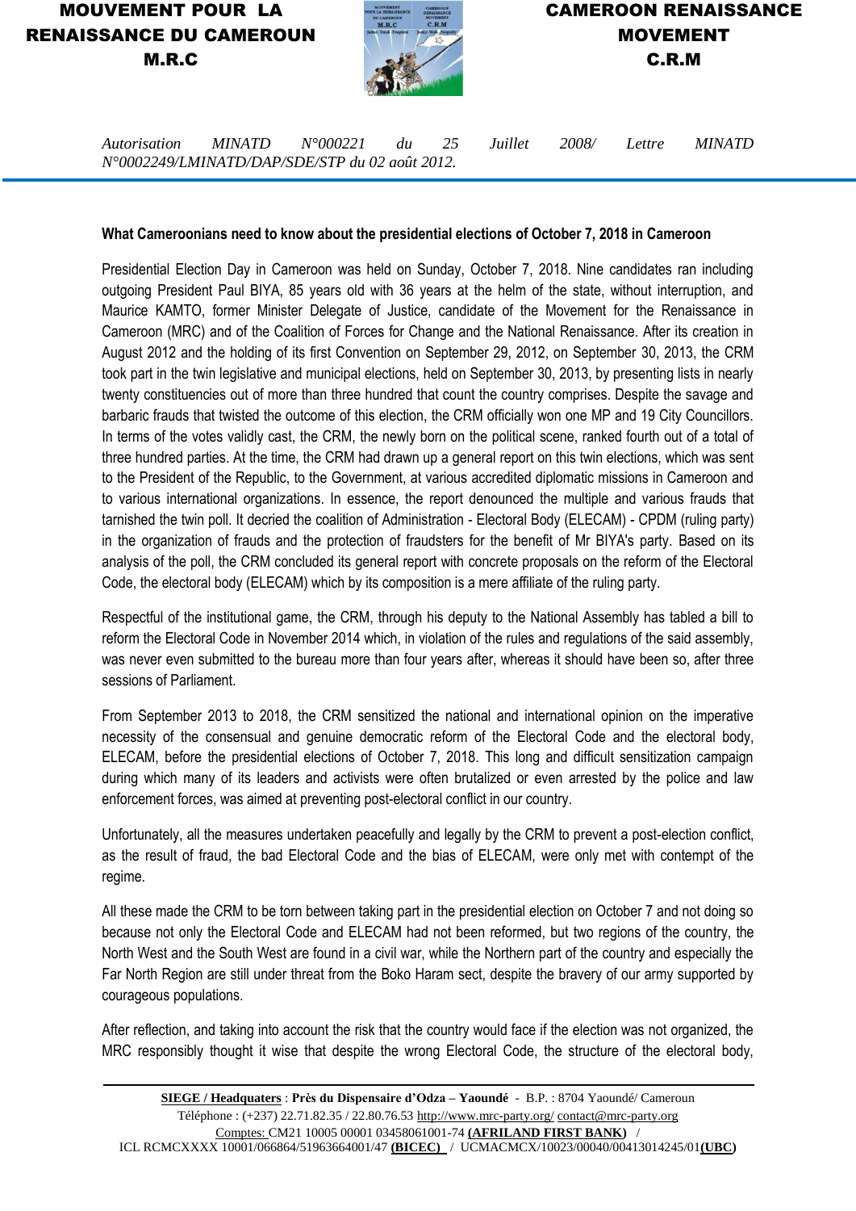**MOUVEMENT POUR LA RENAISSANCE DU CAMEROUN**
**M.R.C**

**CAMEROON RENAISSANCE MOVEMENT**
**C.R.M**

*Autorisation MINATD N°000221 du 25 Juillet 2008/ Lettre MINATD N°0002249/LMINATD/DAP/SDE/STP du 02 août 2012.*

**What Cameroonians need to know about the presidential elections of October 7, 2018 in Cameroon**

Presidential Election Day in Cameroon was held on Sunday, October 7, 2018. Nine candidates ran including outgoing President Paul BIYA, 85 years old with 36 years at the helm of the state, without interruption, and Maurice KAMTO, former Minister Delegate of Justice, candidate of the Movement for the Renaissance in Cameroon (MRC) and of the Coalition of Forces for Change and the National Renaissance. After its creation in August 2012 and the holding of its first Convention on September 29, 2012, on September 30, 2013, the CRM took part in the twin legislative and municipal elections, held on September 30, 2013, by presenting lists in nearly twenty constituencies out of more than three hundred that count the country comprises. Despite the savage and barbaric frauds that twisted the outcome of this election, the CRM officially won one MP and 19 City Councillors. In terms of the votes validly cast, the CRM, the newly born on the political scene, ranked fourth out of a total of three hundred parties. At the time, the CRM had drawn up a general report on this twin elections, which was sent to the President of the Republic, to the Government, at various accredited diplomatic missions in Cameroon and to various international organizations. In essence, the report denounced the multiple and various frauds that tarnished the twin poll. It decried the coalition of Administration - Electoral Body (ELECAM) - CPDM (ruling party) in the organization of frauds and the protection of fraudsters for the benefit of Mr BIYA's party. Based on its analysis of the poll, the CRM concluded its general report with concrete proposals on the reform of the Electoral Code, the electoral body (ELECAM) which by its composition is a mere affiliate of the ruling party.

Respectful of the institutional game, the CRM, through his deputy to the National Assembly has tabled a bill to reform the Electoral Code in November 2014 which, in violation of the rules and regulations of the said assembly, was never even submitted to the bureau more than four years after, whereas it should have been so, after three sessions of Parliament.

From September 2013 to 2018, the CRM sensitized the national and international opinion on the imperative necessity of the consensual and genuine democratic reform of the Electoral Code and the electoral body, ELECAM, before the presidential elections of October 7, 2018. This long and difficult sensitization campaign during which many of its leaders and activists were often brutalized or even arrested by the police and law enforcement forces, was aimed at preventing post-electoral conflict in our country.

Unfortunately, all the measures undertaken peacefully and legally by the CRM to prevent a post-election conflict, as the result of fraud, the bad Electoral Code and the bias of ELECAM, were only met with contempt of the regime.

All these made the CRM to be torn between taking part in the presidential election on October 7 and not doing so because not only the Electoral Code and ELECAM had not been reformed, but two regions of the country, the North West and the South West are found in a civil war, while the Northern part of the country and especially the Far North Region are still under threat from the Boko Haram sect, despite the bravery of our army supported by courageous populations.

After reflection, and taking into account the risk that the country would face if the election was not organized, the MRC responsibly thought it wise that despite the wrong Electoral Code, the structure of the electoral body,

**SIEGE / Headquaters** : **Près du Dispensaire d'Odza – Yaoundé** - B.P. : 8704 Yaoundé/ Cameroun
Téléphone : (+237) 22.71.82.35 / 22.80.76.53 http://www.mrc-party.org/ contact@mrc-party.org
Comptes: CM21 10005 00001 03458061001-74 **(AFRILAND FIRST BANK)** /
ICL RCMCXXXX 10001/066864/51963664001/47 **(BICEC)** / UCMACMCX/10023/00040/00413014245/01**(UBC)**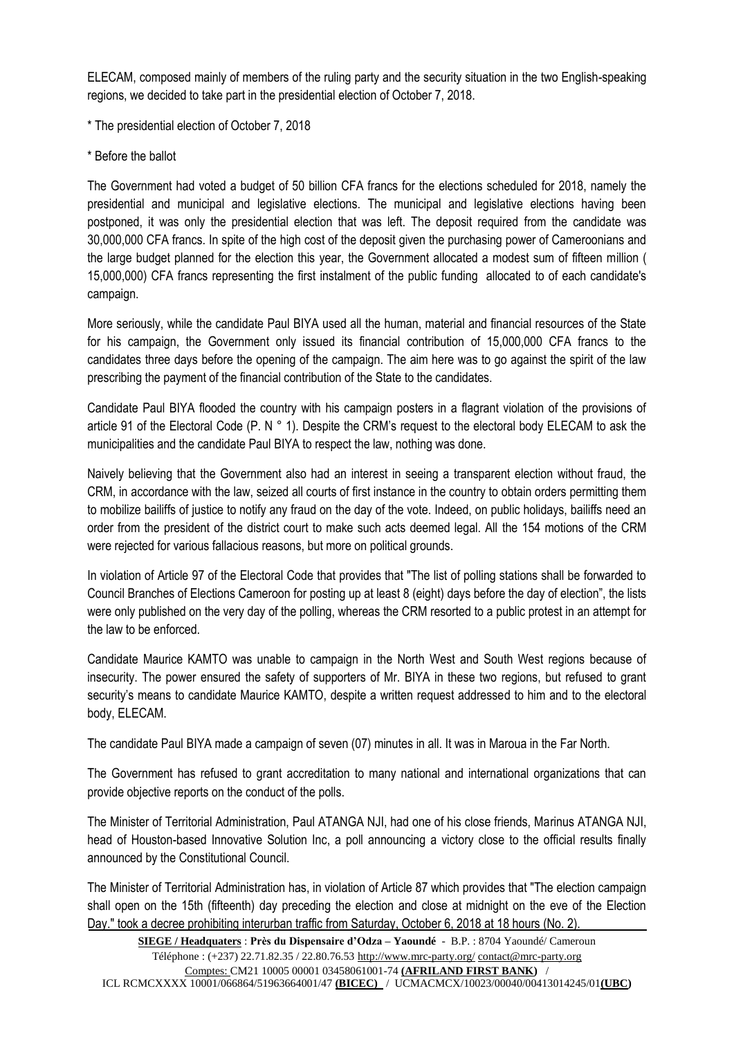ELECAM, composed mainly of members of the ruling party and the security situation in the two English-speaking regions, we decided to take part in the presidential election of October 7, 2018.

* The presidential election of October 7, 2018

* Before the ballot

The Government had voted a budget of 50 billion CFA francs for the elections scheduled for 2018, namely the presidential and municipal and legislative elections. The municipal and legislative elections having been postponed, it was only the presidential election that was left. The deposit required from the candidate was 30,000,000 CFA francs. In spite of the high cost of the deposit given the purchasing power of Cameroonians and the large budget planned for the election this year, the Government allocated a modest sum of fifteen million ( 15,000,000) CFA francs representing the first instalment of the public funding allocated to of each candidate's campaign.

More seriously, while the candidate Paul BIYA used all the human, material and financial resources of the State for his campaign, the Government only issued its financial contribution of 15,000,000 CFA francs to the candidates three days before the opening of the campaign. The aim here was to go against the spirit of the law prescribing the payment of the financial contribution of the State to the candidates.

Candidate Paul BIYA flooded the country with his campaign posters in a flagrant violation of the provisions of article 91 of the Electoral Code (P. N ° 1). Despite the CRM's request to the electoral body ELECAM to ask the municipalities and the candidate Paul BIYA to respect the law, nothing was done.

Naively believing that the Government also had an interest in seeing a transparent election without fraud, the CRM, in accordance with the law, seized all courts of first instance in the country to obtain orders permitting them to mobilize bailiffs of justice to notify any fraud on the day of the vote. Indeed, on public holidays, bailiffs need an order from the president of the district court to make such acts deemed legal. All the 154 motions of the CRM were rejected for various fallacious reasons, but more on political grounds.

In violation of Article 97 of the Electoral Code that provides that "The list of polling stations shall be forwarded to Council Branches of Elections Cameroon for posting up at least 8 (eight) days before the day of election", the lists were only published on the very day of the polling, whereas the CRM resorted to a public protest in an attempt for the law to be enforced.

Candidate Maurice KAMTO was unable to campaign in the North West and South West regions because of insecurity. The power ensured the safety of supporters of Mr. BIYA in these two regions, but refused to grant security's means to candidate Maurice KAMTO, despite a written request addressed to him and to the electoral body, ELECAM.

The candidate Paul BIYA made a campaign of seven (07) minutes in all. It was in Maroua in the Far North.

The Government has refused to grant accreditation to many national and international organizations that can provide objective reports on the conduct of the polls.

The Minister of Territorial Administration, Paul ATANGA NJI, had one of his close friends, Marinus ATANGA NJI, head of Houston-based Innovative Solution Inc, a poll announcing a victory close to the official results finally announced by the Constitutional Council.

The Minister of Territorial Administration has, in violation of Article 87 which provides that "The election campaign shall open on the 15th (fifteenth) day preceding the election and close at midnight on the eve of the Election Day." took a decree prohibiting interurban traffic from Saturday, October 6, 2018 at 18 hours (No. 2).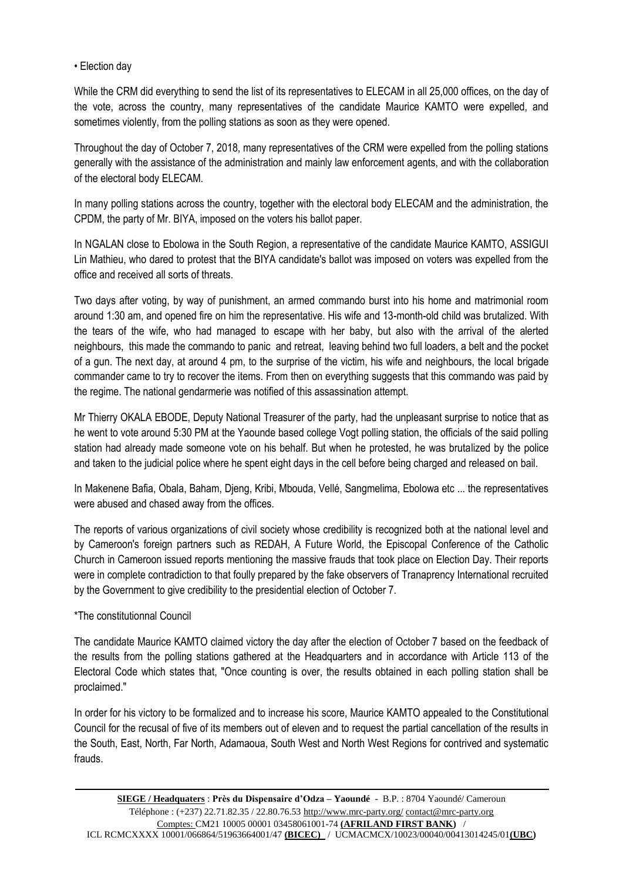• Election day

While the CRM did everything to send the list of its representatives to ELECAM in all 25,000 offices, on the day of the vote, across the country, many representatives of the candidate Maurice KAMTO were expelled, and sometimes violently, from the polling stations as soon as they were opened.

Throughout the day of October 7, 2018, many representatives of the CRM were expelled from the polling stations generally with the assistance of the administration and mainly law enforcement agents, and with the collaboration of the electoral body ELECAM.

In many polling stations across the country, together with the electoral body ELECAM and the administration, the CPDM, the party of Mr. BIYA, imposed on the voters his ballot paper.

In NGALAN close to Ebolowa in the South Region, a representative of the candidate Maurice KAMTO, ASSIGUI Lin Mathieu, who dared to protest that the BIYA candidate's ballot was imposed on voters was expelled from the office and received all sorts of threats.

Two days after voting, by way of punishment, an armed commando burst into his home and matrimonial room around 1:30 am, and opened fire on him the representative. His wife and 13-month-old child was brutalized. With the tears of the wife, who had managed to escape with her baby, but also with the arrival of the alerted neighbours, this made the commando to panic and retreat, leaving behind two full loaders, a belt and the pocket of a gun. The next day, at around 4 pm, to the surprise of the victim, his wife and neighbours, the local brigade commander came to try to recover the items. From then on everything suggests that this commando was paid by the regime. The national gendarmerie was notified of this assassination attempt.

Mr Thierry OKALA EBODE, Deputy National Treasurer of the party, had the unpleasant surprise to notice that as he went to vote around 5:30 PM at the Yaounde based college Vogt polling station, the officials of the said polling station had already made someone vote on his behalf. But when he protested, he was brutalized by the police and taken to the judicial police where he spent eight days in the cell before being charged and released on bail.

In Makenene Bafia, Obala, Baham, Djeng, Kribi, Mbouda, Vellé, Sangmelima, Ebolowa etc ... the representatives were abused and chased away from the offices.

The reports of various organizations of civil society whose credibility is recognized both at the national level and by Cameroon's foreign partners such as REDAH, A Future World, the Episcopal Conference of the Catholic Church in Cameroon issued reports mentioning the massive frauds that took place on Election Day. Their reports were in complete contradiction to that foully prepared by the fake observers of Tranaprency International recruited by the Government to give credibility to the presidential election of October 7.

*The constitutionnal Council

The candidate Maurice KAMTO claimed victory the day after the election of October 7 based on the feedback of the results from the polling stations gathered at the Headquarters and in accordance with Article 113 of the Electoral Code which states that, "Once counting is over, the results obtained in each polling station shall be proclaimed."

In order for his victory to be formalized and to increase his score, Maurice KAMTO appealed to the Constitutional Council for the recusal of five of its members out of eleven and to request the partial cancellation of the results in the South, East, North, Far North, Adamaoua, South West and North West Regions for contrived and systematic frauds.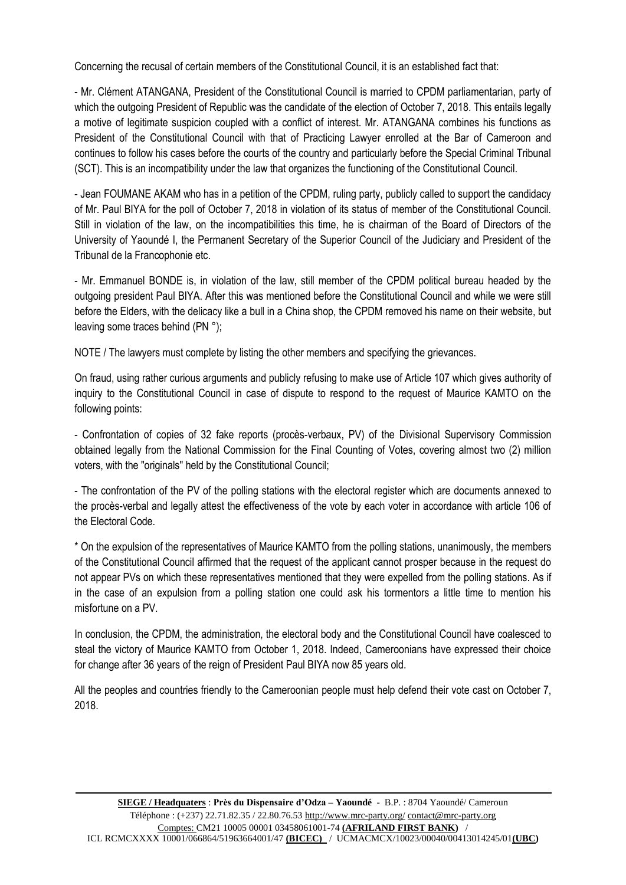Concerning the recusal of certain members of the Constitutional Council, it is an established fact that:

- Mr. Clément ATANGANA, President of the Constitutional Council is married to CPDM parliamentarian, party of which the outgoing President of Republic was the candidate of the election of October 7, 2018. This entails legally a motive of legitimate suspicion coupled with a conflict of interest. Mr. ATANGANA combines his functions as President of the Constitutional Council with that of Practicing Lawyer enrolled at the Bar of Cameroon and continues to follow his cases before the courts of the country and particularly before the Special Criminal Tribunal (SCT). This is an incompatibility under the law that organizes the functioning of the Constitutional Council.

- Jean FOUMANE AKAM who has in a petition of the CPDM, ruling party, publicly called to support the candidacy of Mr. Paul BIYA for the poll of October 7, 2018 in violation of its status of member of the Constitutional Council. Still in violation of the law, on the incompatibilities this time, he is chairman of the Board of Directors of the University of Yaoundé I, the Permanent Secretary of the Superior Council of the Judiciary and President of the Tribunal de la Francophonie etc.

- Mr. Emmanuel BONDE is, in violation of the law, still member of the CPDM political bureau headed by the outgoing president Paul BIYA. After this was mentioned before the Constitutional Council and while we were still before the Elders, with the delicacy like a bull in a China shop, the CPDM removed his name on their website, but leaving some traces behind (PN °);

NOTE / The lawyers must complete by listing the other members and specifying the grievances.

On fraud, using rather curious arguments and publicly refusing to make use of Article 107 which gives authority of inquiry to the Constitutional Council in case of dispute to respond to the request of Maurice KAMTO on the following points:

- Confrontation of copies of 32 fake reports (procès-verbaux, PV) of the Divisional Supervisory Commission obtained legally from the National Commission for the Final Counting of Votes, covering almost two (2) million voters, with the "originals" held by the Constitutional Council;

- The confrontation of the PV of the polling stations with the electoral register which are documents annexed to the procès-verbal and legally attest the effectiveness of the vote by each voter in accordance with article 106 of the Electoral Code.

* On the expulsion of the representatives of Maurice KAMTO from the polling stations, unanimously, the members of the Constitutional Council affirmed that the request of the applicant cannot prosper because in the request do not appear PVs on which these representatives mentioned that they were expelled from the polling stations. As if in the case of an expulsion from a polling station one could ask his tormentors a little time to mention his misfortune on a PV.

In conclusion, the CPDM, the administration, the electoral body and the Constitutional Council have coalesced to steal the victory of Maurice KAMTO from October 1, 2018. Indeed, Cameroonians have expressed their choice for change after 36 years of the reign of President Paul BIYA now 85 years old.

All the peoples and countries friendly to the Cameroonian people must help defend their vote cast on October 7, 2018.